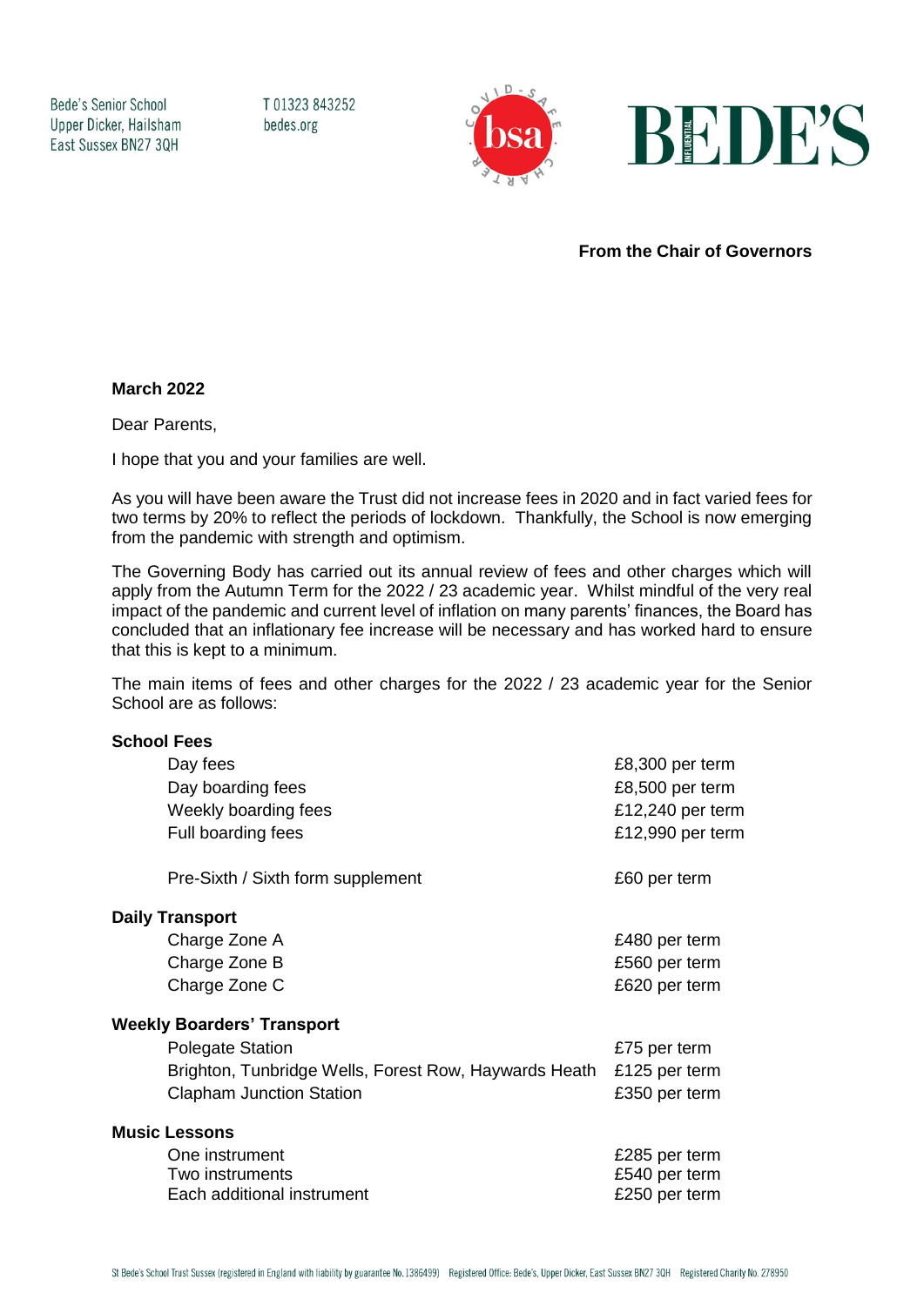Bede's Senior School
Upper Dicker, Hailsham
East Sussex BN27 3QH

T 01323 843252
bedes.org

**From the Chair of Governors**

**March 2022**

Dear Parents,

I hope that you and your families are well.

As you will have been aware the Trust did not increase fees in 2020 and in fact varied fees for two terms by 20% to reflect the periods of lockdown. Thankfully, the School is now emerging from the pandemic with strength and optimism.

The Governing Body has carried out its annual review of fees and other charges which will apply from the Autumn Term for the 2022 / 23 academic year. Whilst mindful of the very real impact of the pandemic and current level of inflation on many parents' finances, the Board has concluded that an inflationary fee increase will be necessary and has worked hard to ensure that this is kept to a minimum.

The main items of fees and other charges for the 2022 / 23 academic year for the Senior School are as follows:

**School Fees**

| | |
|---|---|
| Day fees | £8,300 per term |
| Day boarding fees | £8,500 per term |
| Weekly boarding fees | £12,240 per term |
| Full boarding fees | £12,990 per term |
| Pre-Sixth / Sixth form supplement | £60 per term |

**Daily Transport**

| | |
|---|---|
| Charge Zone A | £480 per term |
| Charge Zone B | £560 per term |
| Charge Zone C | £620 per term |

**Weekly Boarders' Transport**

| | |
|---|---|
| Polegate Station | £75 per term |
| Brighton, Tunbridge Wells, Forest Row, Haywards Heath | £125 per term |
| Clapham Junction Station | £350 per term |

**Music Lessons**

| | |
|---|---|
| One instrument | £285 per term |
| Two instruments | £540 per term |
| Each additional instrument | £250 per term |

St Bede's School Trust Sussex (registered in England with liability by guarantee No. 1386499) Registered Office: Bede's, Upper Dicker, East Sussex BN27 3QH Registered Charity No. 278950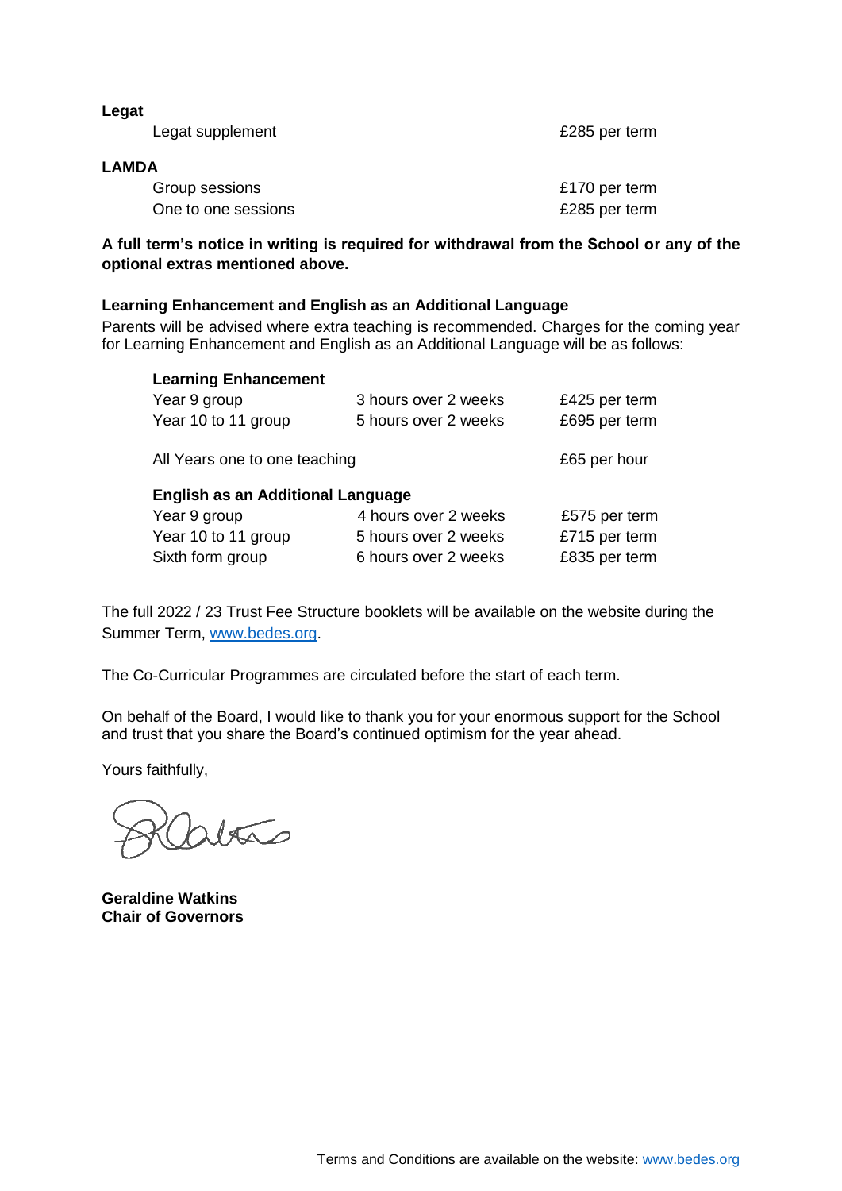**Legat**

| | |
|---|---|
| Legat supplement | £285 per term |

**LAMDA**

| | |
|---|---|
| Group sessions | £170 per term |
| One to one sessions | £285 per term |

**A full term's notice in writing is required for withdrawal from the School or any of the optional extras mentioned above.**

**Learning Enhancement and English as an Additional Language**

Parents will be advised where extra teaching is recommended. Charges for the coming year for Learning Enhancement and English as an Additional Language will be as follows:

**Learning Enhancement**

| | | |
|---|---|---|
| Year 9 group | 3 hours over 2 weeks | £425 per term |
| Year 10 to 11 group | 5 hours over 2 weeks | £695 per term |
| All Years one to one teaching | | £65 per hour |

**English as an Additional Language**

| | | |
|---|---|---|
| Year 9 group | 4 hours over 2 weeks | £575 per term |
| Year 10 to 11 group | 5 hours over 2 weeks | £715 per term |
| Sixth form group | 6 hours over 2 weeks | £835 per term |

The full 2022 / 23 Trust Fee Structure booklets will be available on the website during the Summer Term, www.bedes.org.

The Co-Curricular Programmes are circulated before the start of each term.

On behalf of the Board, I would like to thank you for your enormous support for the School and trust that you share the Board's continued optimism for the year ahead.

Yours faithfully,

**Geraldine Watkins**
**Chair of Governors**

Terms and Conditions are available on the website: www.bedes.org